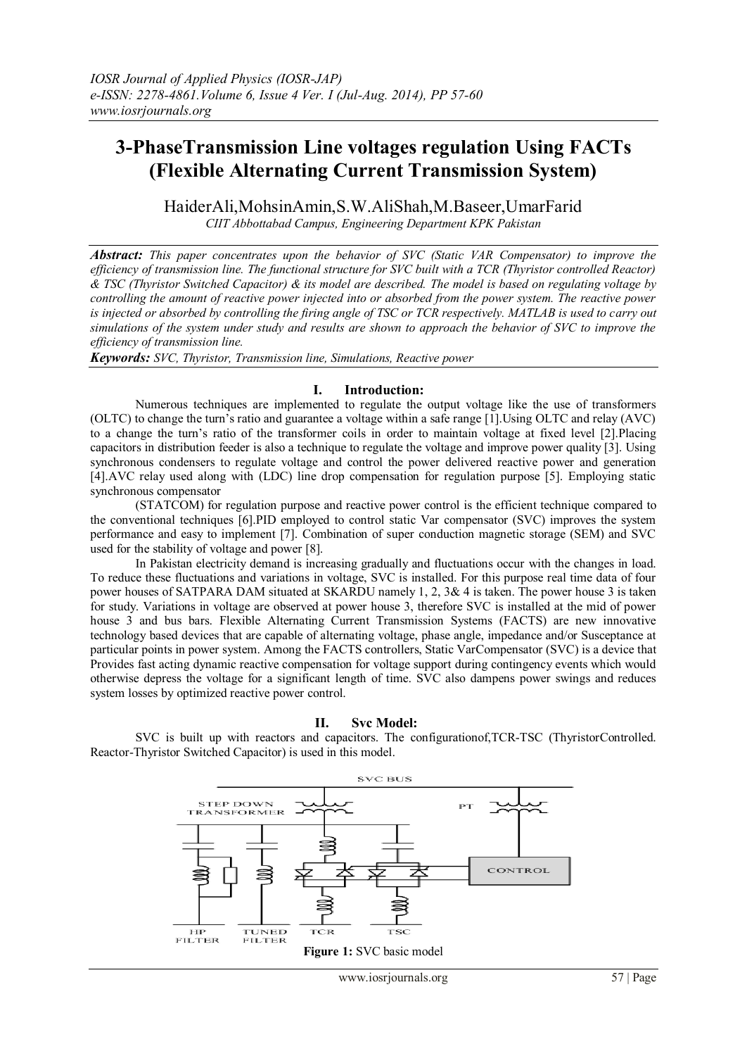# 3-PhaseTransmission Line voltages regulation Using FACTs (Flexible Alternating Current Transmission System)

HaiderAli,MohsinAmin,S.W.AliShah,M.Baseer,UmarFarid

*CIIT Abbottabad Campus, Engineering Department KPK Pakistan*

***Abstract:*** *This paper concentrates upon the behavior of SVC (Static VAR Compensator) to improve the efficiency of transmission line. The functional structure for SVC built with a TCR (Thyristor controlled Reactor) & TSC (Thyristor Switched Capacitor) & its model are described. The model is based on regulating voltage by controlling the amount of reactive power injected into or absorbed from the power system. The reactive power is injected or absorbed by controlling the firing angle of TSC or TCR respectively. MATLAB is used to carry out simulations of the system under study and results are shown to approach the behavior of SVC to improve the efficiency of transmission line.*

***Keywords:*** *SVC, Thyristor, Transmission line, Simulations, Reactive power*

## I. Introduction:

Numerous techniques are implemented to regulate the output voltage like the use of transformers (OLTC) to change the turn's ratio and guarantee a voltage within a safe range [1].Using OLTC and relay (AVC) to a change the turn's ratio of the transformer coils in order to maintain voltage at fixed level [2].Placing capacitors in distribution feeder is also a technique to regulate the voltage and improve power quality [3]. Using synchronous condensers to regulate voltage and control the power delivered reactive power and generation [4].AVC relay used along with (LDC) line drop compensation for regulation purpose [5]. Employing static synchronous compensator

(STATCOM) for regulation purpose and reactive power control is the efficient technique compared to the conventional techniques [6].PID employed to control static Var compensator (SVC) improves the system performance and easy to implement [7]. Combination of super conduction magnetic storage (SEM) and SVC used for the stability of voltage and power [8].

In Pakistan electricity demand is increasing gradually and fluctuations occur with the changes in load. To reduce these fluctuations and variations in voltage, SVC is installed. For this purpose real time data of four power houses of SATPARA DAM situated at SKARDU namely 1, 2, 3& 4 is taken. The power house 3 is taken for study. Variations in voltage are observed at power house 3, therefore SVC is installed at the mid of power house 3 and bus bars. Flexible Alternating Current Transmission Systems (FACTS) are new innovative technology based devices that are capable of alternating voltage, phase angle, impedance and/or Susceptance at particular points in power system. Among the FACTS controllers, Static VarCompensator (SVC) is a device that Provides fast acting dynamic reactive compensation for voltage support during contingency events which would otherwise depress the voltage for a significant length of time. SVC also dampens power swings and reduces system losses by optimized reactive power control.

## II. Svc Model:

SVC is built up with reactors and capacitors. The configurationof,TCR-TSC (ThyristorControlled. Reactor-Thyristor Switched Capacitor) is used in this model.

SVC BUS

STEP DOWN TRANSFORMER

PT

CONTROL

HP FILTER

TUNED FILTER

TCR

TSC

**Figure 1:** SVC basic model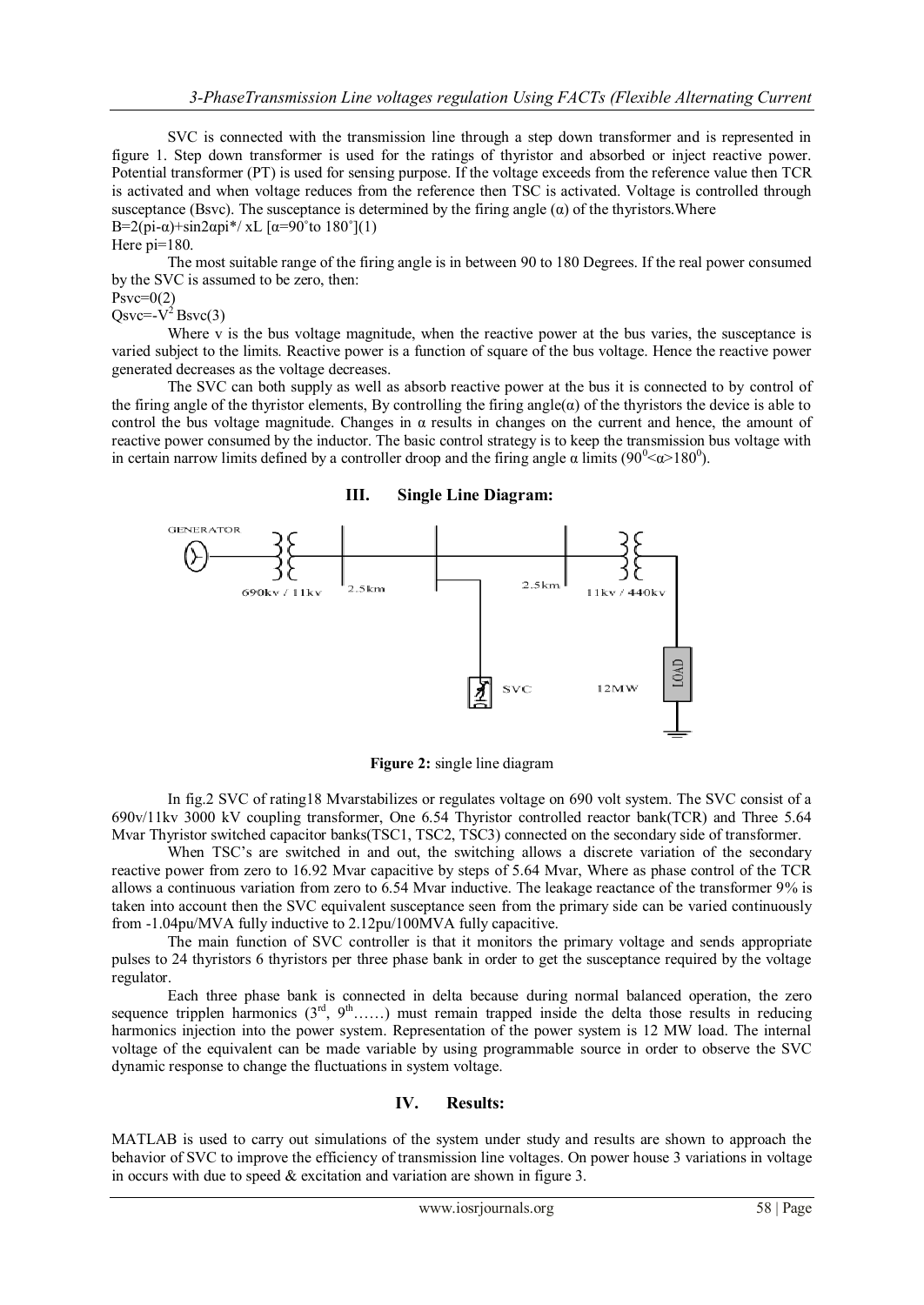SVC is connected with the transmission line through a step down transformer and is represented in figure 1. Step down transformer is used for the ratings of thyristor and absorbed or inject reactive power. Potential transformer (PT) is used for sensing purpose. If the voltage exceeds from the reference value then TCR is activated and when voltage reduces from the reference then TSC is activated. Voltage is controlled through susceptance (Bsvc). The susceptance is determined by the firing angle (α) of the thyristors.Where

B=2(pi-α)+sin2αpi*/ xL [α=90˚to 180˚](1)

Here pi=180.

The most suitable range of the firing angle is in between 90 to 180 Degrees. If the real power consumed by the SVC is assumed to be zero, then:

Psvc=0(2)

Qsvc=-$V^2$ Bsvc(3)

Where v is the bus voltage magnitude, when the reactive power at the bus varies, the susceptance is varied subject to the limits. Reactive power is a function of square of the bus voltage. Hence the reactive power generated decreases as the voltage decreases.

The SVC can both supply as well as absorb reactive power at the bus it is connected to by control of the firing angle of the thyristor elements, By controlling the firing angle(α) of the thyristors the device is able to control the bus voltage magnitude. Changes in α results in changes on the current and hence, the amount of reactive power consumed by the inductor. The basic control strategy is to keep the transmission bus voltage with in certain narrow limits defined by a controller droop and the firing angle α limits ($90^0$<α>$180^0$).

## III. Single Line Diagram:

GENERATOR

690kv / 11kv

2.5km

2.5km

11kv / 440kv

SVC

12MW

LOAD

**Figure 2:** single line diagram

In fig.2 SVC of rating18 Mvarstabilizes or regulates voltage on 690 volt system. The SVC consist of a 690v/11kv 3000 kV coupling transformer, One 6.54 Thyristor controlled reactor bank(TCR) and Three 5.64 Mvar Thyristor switched capacitor banks(TSC1, TSC2, TSC3) connected on the secondary side of transformer.

When TSC's are switched in and out, the switching allows a discrete variation of the secondary reactive power from zero to 16.92 Mvar capacitive by steps of 5.64 Mvar, Where as phase control of the TCR allows a continuous variation from zero to 6.54 Mvar inductive. The leakage reactance of the transformer 9% is taken into account then the SVC equivalent susceptance seen from the primary side can be varied continuously from -1.04pu/MVA fully inductive to 2.12pu/100MVA fully capacitive.

The main function of SVC controller is that it monitors the primary voltage and sends appropriate pulses to 24 thyristors 6 thyristors per three phase bank in order to get the susceptance required by the voltage regulator.

Each three phase bank is connected in delta because during normal balanced operation, the zero sequence tripplen harmonics ($3^{rd}$, $9^{th}$……) must remain trapped inside the delta those results in reducing harmonics injection into the power system. Representation of the power system is 12 MW load. The internal voltage of the equivalent can be made variable by using programmable source in order to observe the SVC dynamic response to change the fluctuations in system voltage.

## IV. Results:

MATLAB is used to carry out simulations of the system under study and results are shown to approach the behavior of SVC to improve the efficiency of transmission line voltages. On power house 3 variations in voltage in occurs with due to speed & excitation and variation are shown in figure 3.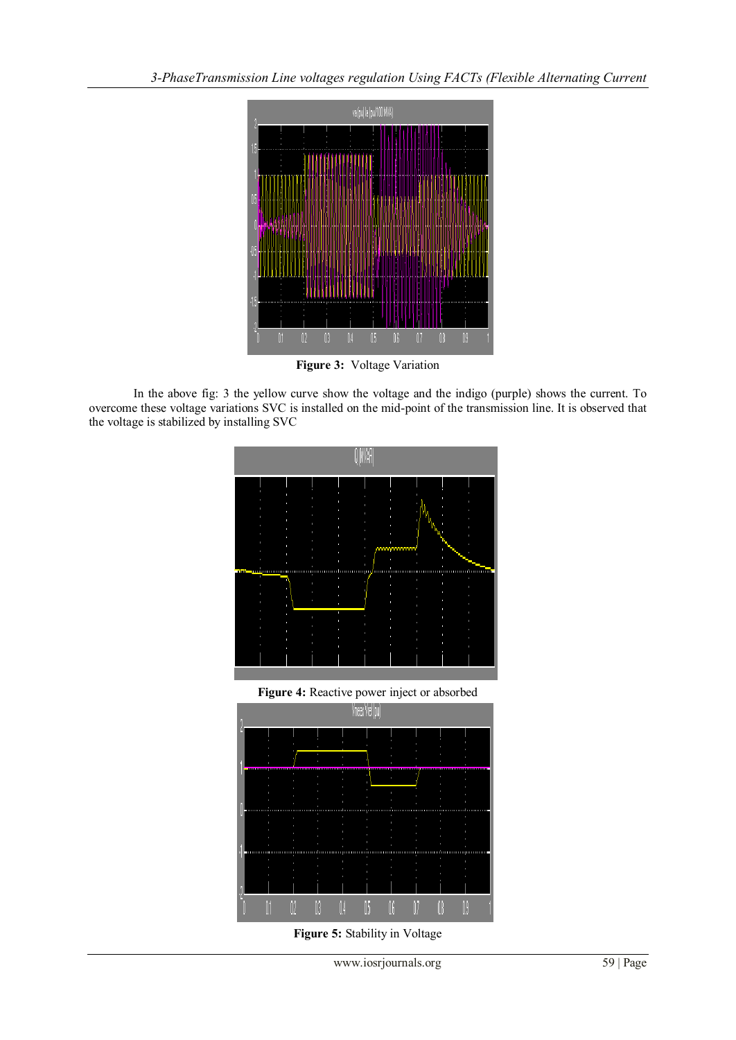va(pu) Ia(pu/100 MVA)

2
1.5
1
0.5
0
-0.5
-1
-1.5
-2

0 0.1 0.2 0.3 0.4 0.5 0.6 0.7 0.8 0.9 1

**Figure 3:** Voltage Variation

In the above fig: 3 the yellow curve show the voltage and the indigo (purple) shows the current. To overcome these voltage variations SVC is installed on the mid-point of the transmission line. It is observed that the voltage is stabilized by installing SVC

Q (MVAR)

**Figure 4:** Reactive power inject or absorbed

Vmeas Vref (pu)

2
1
0
-1
-2

0 0.1 0.2 0.3 0.4 0.5 0.6 0.7 0.8 0.9 1

**Figure 5:** Stability in Voltage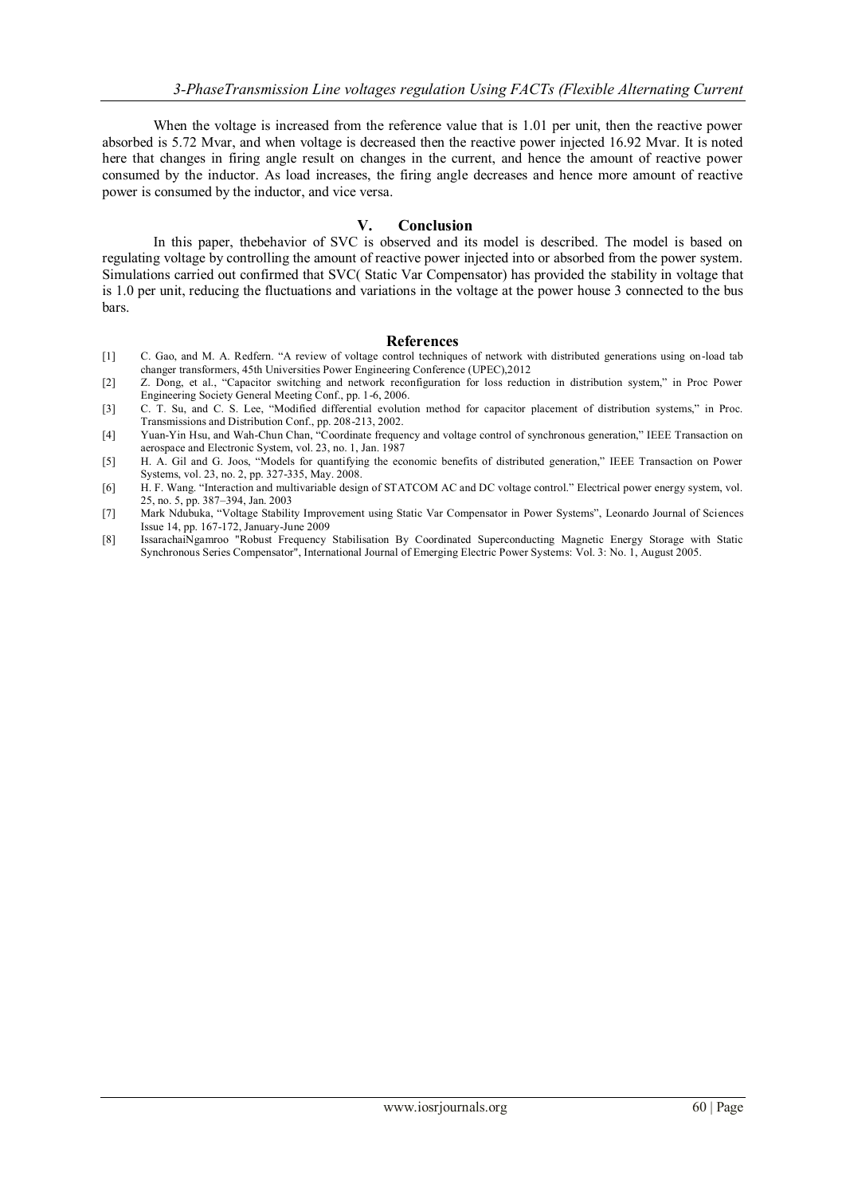When the voltage is increased from the reference value that is 1.01 per unit, then the reactive power absorbed is 5.72 Mvar, and when voltage is decreased then the reactive power injected 16.92 Mvar. It is noted here that changes in firing angle result on changes in the current, and hence the amount of reactive power consumed by the inductor. As load increases, the firing angle decreases and hence more amount of reactive power is consumed by the inductor, and vice versa.

## V. Conclusion

In this paper, thebehavior of SVC is observed and its model is described. The model is based on regulating voltage by controlling the amount of reactive power injected into or absorbed from the power system. Simulations carried out confirmed that SVC( Static Var Compensator) has provided the stability in voltage that is 1.0 per unit, reducing the fluctuations and variations in the voltage at the power house 3 connected to the bus bars.

## References

[1] C. Gao, and M. A. Redfern. "A review of voltage control techniques of network with distributed generations using on-load tab changer transformers, 45th Universities Power Engineering Conference (UPEC),2012

[2] Z. Dong, et al., "Capacitor switching and network reconfiguration for loss reduction in distribution system," in Proc Power Engineering Society General Meeting Conf., pp. 1-6, 2006.

[3] C. T. Su, and C. S. Lee, "Modified differential evolution method for capacitor placement of distribution systems," in Proc. Transmissions and Distribution Conf., pp. 208-213, 2002.

[4] Yuan-Yin Hsu, and Wah-Chun Chan, "Coordinate frequency and voltage control of synchronous generation," IEEE Transaction on aerospace and Electronic System, vol. 23, no. 1, Jan. 1987

[5] H. A. Gil and G. Joos, "Models for quantifying the economic benefits of distributed generation," IEEE Transaction on Power Systems, vol. 23, no. 2, pp. 327-335, May. 2008.

[6] H. F. Wang. "Interaction and multivariable design of STATCOM AC and DC voltage control." Electrical power energy system, vol. 25, no. 5, pp. 387–394, Jan. 2003

[7] Mark Ndubuka, "Voltage Stability Improvement using Static Var Compensator in Power Systems", Leonardo Journal of Sciences Issue 14, pp. 167-172, January-June 2009

[8] IssarachaiNgamroo "Robust Frequency Stabilisation By Coordinated Superconducting Magnetic Energy Storage with Static Synchronous Series Compensator", International Journal of Emerging Electric Power Systems: Vol. 3: No. 1, August 2005.